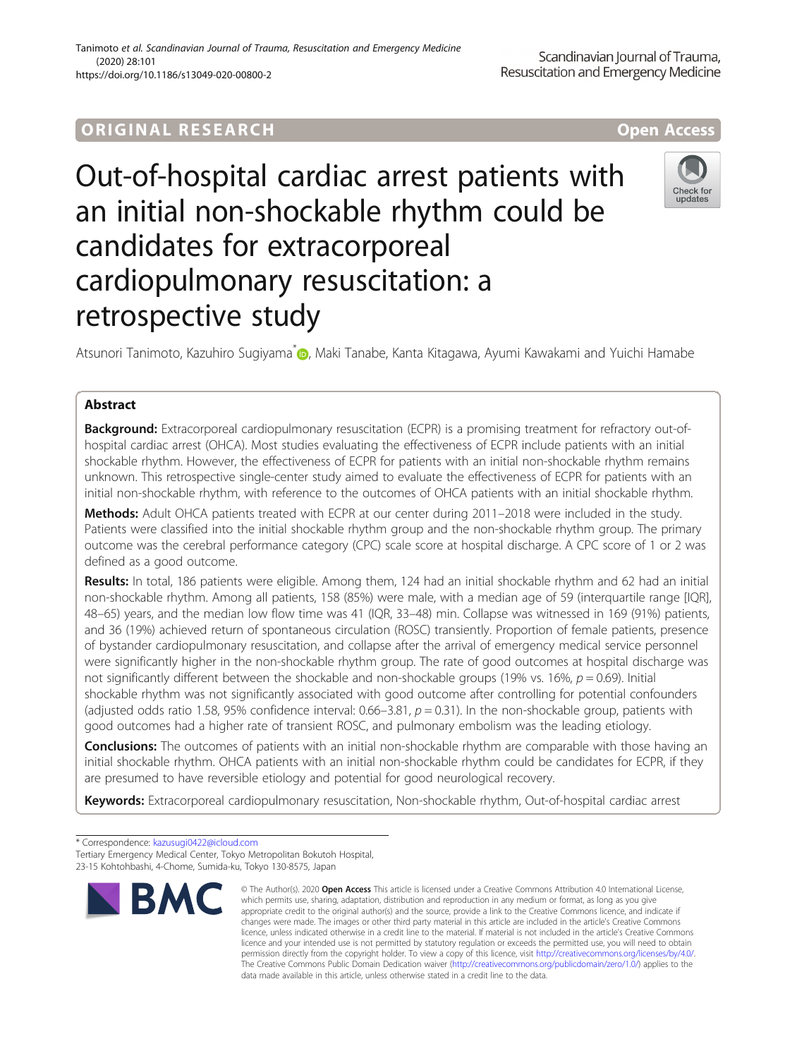ORIGINAL RESEARCH

Open Access

# Out-of-hospital cardiac arrest patients with an initial non-shockable rhythm could be candidates for extracorporeal cardiopulmonary resuscitation: a retrospective study

Atsunori Tanimoto, Kazuhiro Sugiyama*, Maki Tanabe, Kanta Kitagawa, Ayumi Kawakami and Yuichi Hamabe

## Abstract

**Background:** Extracorporeal cardiopulmonary resuscitation (ECPR) is a promising treatment for refractory out-of-hospital cardiac arrest (OHCA). Most studies evaluating the effectiveness of ECPR include patients with an initial shockable rhythm. However, the effectiveness of ECPR for patients with an initial non-shockable rhythm remains unknown. This retrospective single-center study aimed to evaluate the effectiveness of ECPR for patients with an initial non-shockable rhythm, with reference to the outcomes of OHCA patients with an initial shockable rhythm.

**Methods:** Adult OHCA patients treated with ECPR at our center during 2011–2018 were included in the study. Patients were classified into the initial shockable rhythm group and the non-shockable rhythm group. The primary outcome was the cerebral performance category (CPC) scale score at hospital discharge. A CPC score of 1 or 2 was defined as a good outcome.

**Results:** In total, 186 patients were eligible. Among them, 124 had an initial shockable rhythm and 62 had an initial non-shockable rhythm. Among all patients, 158 (85%) were male, with a median age of 59 (interquartile range [IQR], 48–65) years, and the median low flow time was 41 (IQR, 33–48) min. Collapse was witnessed in 169 (91%) patients, and 36 (19%) achieved return of spontaneous circulation (ROSC) transiently. Proportion of female patients, presence of bystander cardiopulmonary resuscitation, and collapse after the arrival of emergency medical service personnel were significantly higher in the non-shockable rhythm group. The rate of good outcomes at hospital discharge was not significantly different between the shockable and non-shockable groups (19% vs. 16%, $p = 0.69$). Initial shockable rhythm was not significantly associated with good outcome after controlling for potential confounders (adjusted odds ratio 1.58, 95% confidence interval: 0.66–3.81, $p = 0.31$). In the non-shockable group, patients with good outcomes had a higher rate of transient ROSC, and pulmonary embolism was the leading etiology.

**Conclusions:** The outcomes of patients with an initial non-shockable rhythm are comparable with those having an initial shockable rhythm. OHCA patients with an initial non-shockable rhythm could be candidates for ECPR, if they are presumed to have reversible etiology and potential for good neurological recovery.

**Keywords:** Extracorporeal cardiopulmonary resuscitation, Non-shockable rhythm, Out-of-hospital cardiac arrest

\* Correspondence: kazusugi0422@icloud.com
Tertiary Emergency Medical Center, Tokyo Metropolitan Bokutoh Hospital, 23-15 Kohtohbashi, 4-Chome, Sumida-ku, Tokyo 130-8575, Japan

© The Author(s). 2020 **Open Access** This article is licensed under a Creative Commons Attribution 4.0 International License, which permits use, sharing, adaptation, distribution and reproduction in any medium or format, as long as you give appropriate credit to the original author(s) and the source, provide a link to the Creative Commons licence, and indicate if changes were made. The images or other third party material in this article are included in the article's Creative Commons licence, unless indicated otherwise in a credit line to the material. If material is not included in the article's Creative Commons licence and your intended use is not permitted by statutory regulation or exceeds the permitted use, you will need to obtain permission directly from the copyright holder. To view a copy of this licence, visit http://creativecommons.org/licenses/by/4.0/. The Creative Commons Public Domain Dedication waiver (http://creativecommons.org/publicdomain/zero/1.0/) applies to the data made available in this article, unless otherwise stated in a credit line to the data.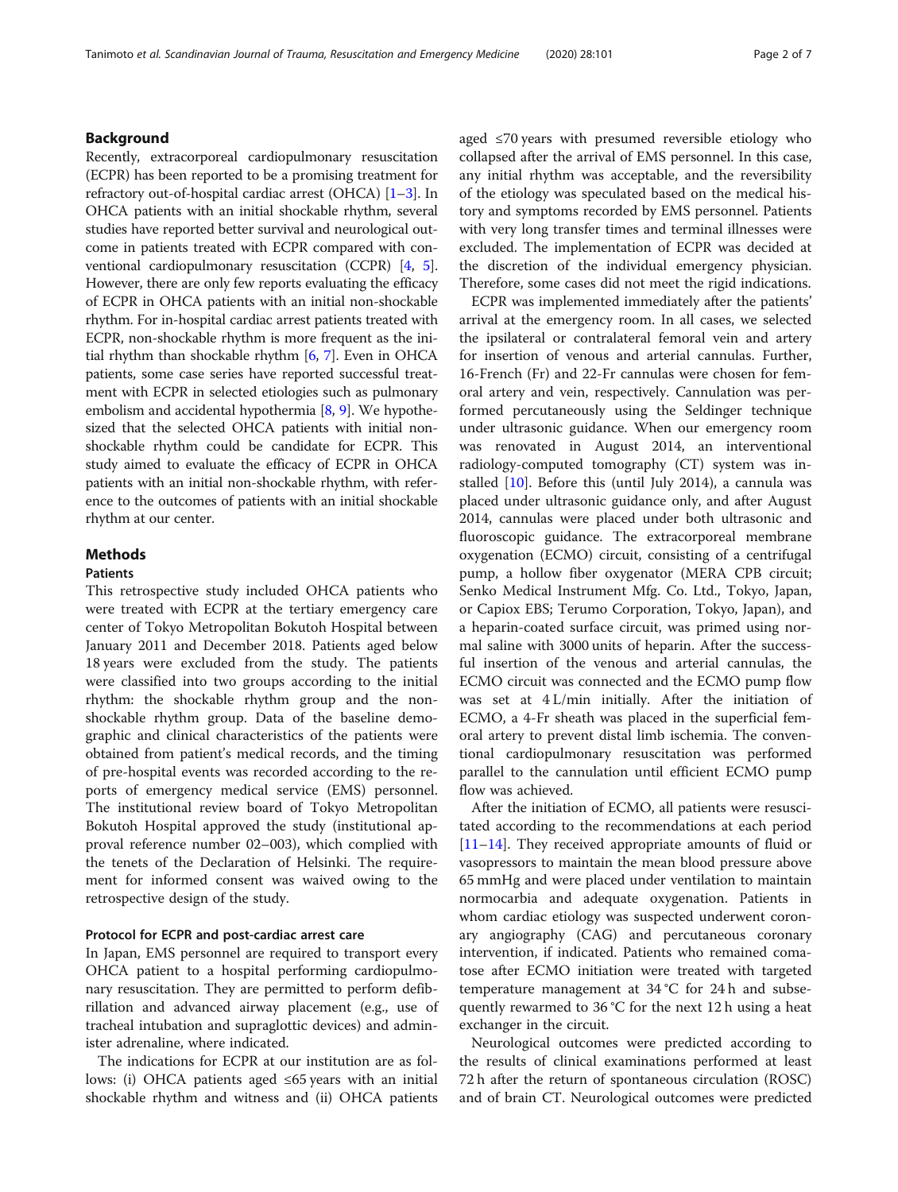## Background

Recently, extracorporeal cardiopulmonary resuscitation (ECPR) has been reported to be a promising treatment for refractory out-of-hospital cardiac arrest (OHCA) [1–3]. In OHCA patients with an initial shockable rhythm, several studies have reported better survival and neurological outcome in patients treated with ECPR compared with conventional cardiopulmonary resuscitation (CCPR) [4, 5]. However, there are only few reports evaluating the efficacy of ECPR in OHCA patients with an initial non-shockable rhythm. For in-hospital cardiac arrest patients treated with ECPR, non-shockable rhythm is more frequent as the initial rhythm than shockable rhythm [6, 7]. Even in OHCA patients, some case series have reported successful treatment with ECPR in selected etiologies such as pulmonary embolism and accidental hypothermia [8, 9]. We hypothesized that the selected OHCA patients with initial non-shockable rhythm could be candidate for ECPR. This study aimed to evaluate the efficacy of ECPR in OHCA patients with an initial non-shockable rhythm, with reference to the outcomes of patients with an initial shockable rhythm at our center.

## Methods

### Patients

This retrospective study included OHCA patients who were treated with ECPR at the tertiary emergency care center of Tokyo Metropolitan Bokutoh Hospital between January 2011 and December 2018. Patients aged below 18 years were excluded from the study. The patients were classified into two groups according to the initial rhythm: the shockable rhythm group and the non-shockable rhythm group. Data of the baseline demographic and clinical characteristics of the patients were obtained from patient's medical records, and the timing of pre-hospital events was recorded according to the reports of emergency medical service (EMS) personnel. The institutional review board of Tokyo Metropolitan Bokutoh Hospital approved the study (institutional approval reference number 02–003), which complied with the tenets of the Declaration of Helsinki. The requirement for informed consent was waived owing to the retrospective design of the study.

### Protocol for ECPR and post-cardiac arrest care

In Japan, EMS personnel are required to transport every OHCA patient to a hospital performing cardiopulmonary resuscitation. They are permitted to perform defibrillation and advanced airway placement (e.g., use of tracheal intubation and supraglottic devices) and administer adrenaline, where indicated.

The indications for ECPR at our institution are as follows: (i) OHCA patients aged ≤65 years with an initial shockable rhythm and witness and (ii) OHCA patients aged ≤70 years with presumed reversible etiology who collapsed after the arrival of EMS personnel. In this case, any initial rhythm was acceptable, and the reversibility of the etiology was speculated based on the medical history and symptoms recorded by EMS personnel. Patients with very long transfer times and terminal illnesses were excluded. The implementation of ECPR was decided at the discretion of the individual emergency physician. Therefore, some cases did not meet the rigid indications.

ECPR was implemented immediately after the patients' arrival at the emergency room. In all cases, we selected the ipsilateral or contralateral femoral vein and artery for insertion of venous and arterial cannulas. Further, 16-French (Fr) and 22-Fr cannulas were chosen for femoral artery and vein, respectively. Cannulation was performed percutaneously using the Seldinger technique under ultrasonic guidance. When our emergency room was renovated in August 2014, an interventional radiology-computed tomography (CT) system was installed [10]. Before this (until July 2014), a cannula was placed under ultrasonic guidance only, and after August 2014, cannulas were placed under both ultrasonic and fluoroscopic guidance. The extracorporeal membrane oxygenation (ECMO) circuit, consisting of a centrifugal pump, a hollow fiber oxygenator (MERA CPB circuit; Senko Medical Instrument Mfg. Co. Ltd., Tokyo, Japan, or Capiox EBS; Terumo Corporation, Tokyo, Japan), and a heparin-coated surface circuit, was primed using normal saline with 3000 units of heparin. After the successful insertion of the venous and arterial cannulas, the ECMO circuit was connected and the ECMO pump flow was set at 4 L/min initially. After the initiation of ECMO, a 4-Fr sheath was placed in the superficial femoral artery to prevent distal limb ischemia. The conventional cardiopulmonary resuscitation was performed parallel to the cannulation until efficient ECMO pump flow was achieved.

After the initiation of ECMO, all patients were resuscitated according to the recommendations at each period [11–14]. They received appropriate amounts of fluid or vasopressors to maintain the mean blood pressure above 65 mmHg and were placed under ventilation to maintain normocarbia and adequate oxygenation. Patients in whom cardiac etiology was suspected underwent coronary angiography (CAG) and percutaneous coronary intervention, if indicated. Patients who remained comatose after ECMO initiation were treated with targeted temperature management at 34 °C for 24 h and subsequently rewarmed to 36 °C for the next 12 h using a heat exchanger in the circuit.

Neurological outcomes were predicted according to the results of clinical examinations performed at least 72 h after the return of spontaneous circulation (ROSC) and of brain CT. Neurological outcomes were predicted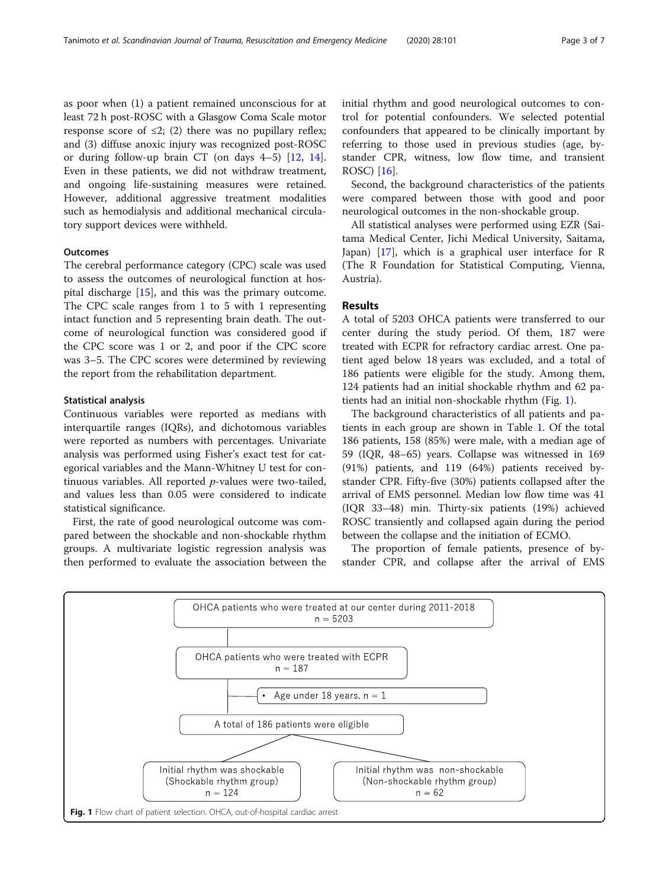as poor when (1) a patient remained unconscious for at least 72 h post-ROSC with a Glasgow Coma Scale motor response score of ≤2; (2) there was no pupillary reflex; and (3) diffuse anoxic injury was recognized post-ROSC or during follow-up brain CT (on days 4–5) [12, 14]. Even in these patients, we did not withdraw treatment, and ongoing life-sustaining measures were retained. However, additional aggressive treatment modalities such as hemodialysis and additional mechanical circulatory support devices were withheld.

### Outcomes

The cerebral performance category (CPC) scale was used to assess the outcomes of neurological function at hospital discharge [15], and this was the primary outcome. The CPC scale ranges from 1 to 5 with 1 representing intact function and 5 representing brain death. The outcome of neurological function was considered good if the CPC score was 1 or 2, and poor if the CPC score was 3–5. The CPC scores were determined by reviewing the report from the rehabilitation department.

### Statistical analysis

Continuous variables were reported as medians with interquartile ranges (IQRs), and dichotomous variables were reported as numbers with percentages. Univariate analysis was performed using Fisher's exact test for categorical variables and the Mann-Whitney U test for continuous variables. All reported *p*-values were two-tailed, and values less than 0.05 were considered to indicate statistical significance.

First, the rate of good neurological outcome was compared between the shockable and non-shockable rhythm groups. A multivariate logistic regression analysis was then performed to evaluate the association between the initial rhythm and good neurological outcomes to control for potential confounders. We selected potential confounders that appeared to be clinically important by referring to those used in previous studies (age, bystander CPR, witness, low flow time, and transient ROSC) [16].

Second, the background characteristics of the patients were compared between those with good and poor neurological outcomes in the non-shockable group.

All statistical analyses were performed using EZR (Saitama Medical Center, Jichi Medical University, Saitama, Japan) [17], which is a graphical user interface for R (The R Foundation for Statistical Computing, Vienna, Austria).

## Results

A total of 5203 OHCA patients were transferred to our center during the study period. Of them, 187 were treated with ECPR for refractory cardiac arrest. One patient aged below 18 years was excluded, and a total of 186 patients were eligible for the study. Among them, 124 patients had an initial shockable rhythm and 62 patients had an initial non-shockable rhythm (Fig. 1).

The background characteristics of all patients and patients in each group are shown in Table 1. Of the total 186 patients, 158 (85%) were male, with a median age of 59 (IQR, 48–65) years. Collapse was witnessed in 169 (91%) patients, and 119 (64%) patients received bystander CPR. Fifty-five (30%) patients collapsed after the arrival of EMS personnel. Median low flow time was 41 (IQR 33–48) min. Thirty-six patients (19%) achieved ROSC transiently and collapsed again during the period between the collapse and the initiation of ECMO.

The proportion of female patients, presence of bystander CPR, and collapse after the arrival of EMS

OHCA patients who were treated at our center during 2011-2018
n = 5203

OHCA patients who were treated with ECPR
n = 187

- Age under 18 years. n = 1

A total of 186 patients were eligible

Initial rhythm was shockable (Shockable rhythm group) n = 124

Initial rhythm was non-shockable (Non-shockable rhythm group) n = 62

**Fig. 1** Flow chart of patient selection. OHCA, out-of-hospital cardiac arrest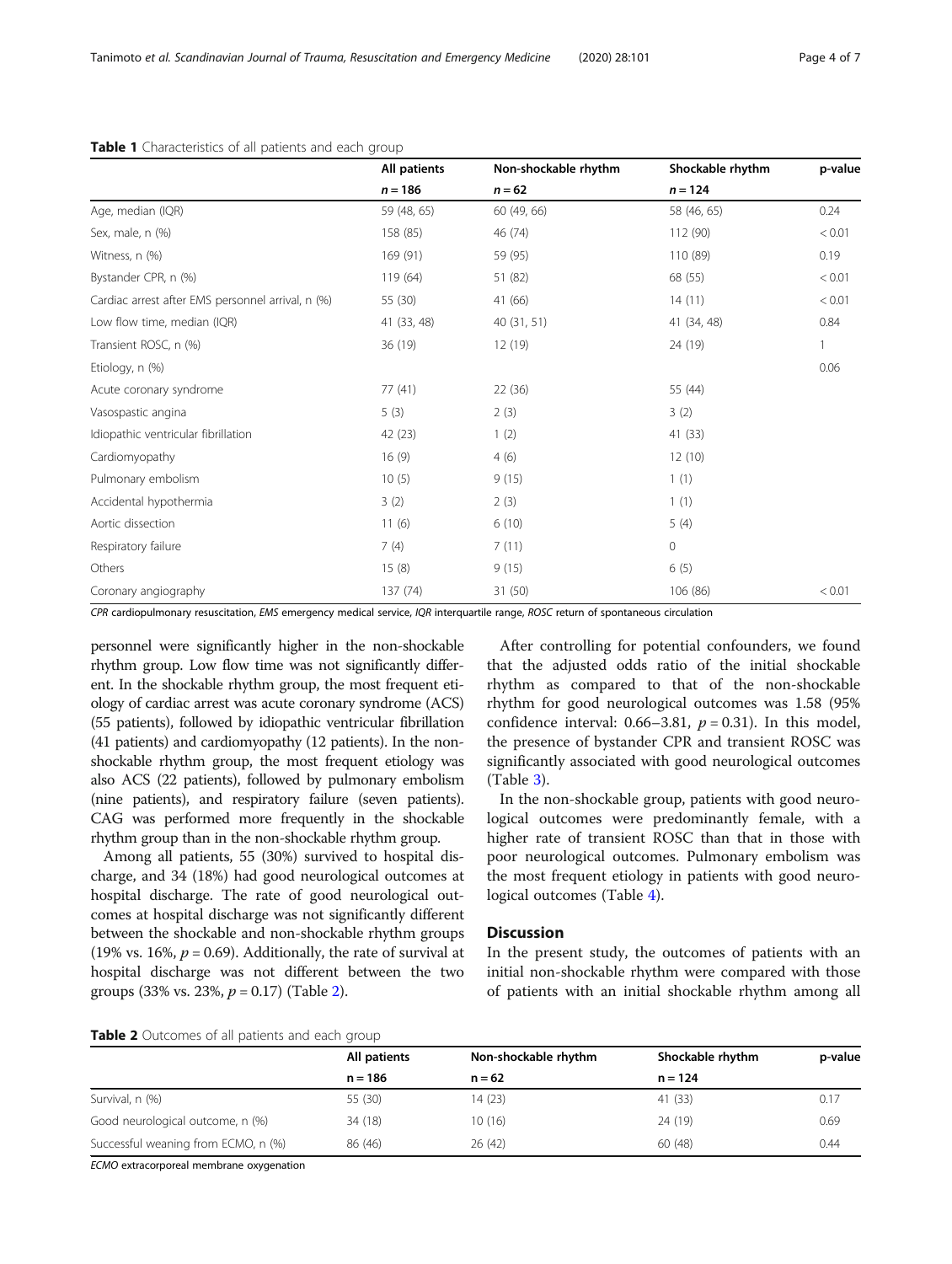**Table 1** Characteristics of all patients and each group

| | All patients | Non-shockable rhythm | Shockable rhythm | p-value |
|---|---|---|---|---|
| | $n = 186$ | $n = 62$ | $n = 124$ | |
| Age, median (IQR) | 59 (48, 65) | 60 (49, 66) | 58 (46, 65) | 0.24 |
| Sex, male, n (%) | 158 (85) | 46 (74) | 112 (90) | < 0.01 |
| Witness, n (%) | 169 (91) | 59 (95) | 110 (89) | 0.19 |
| Bystander CPR, n (%) | 119 (64) | 51 (82) | 68 (55) | < 0.01 |
| Cardiac arrest after EMS personnel arrival, n (%) | 55 (30) | 41 (66) | 14 (11) | < 0.01 |
| Low flow time, median (IQR) | 41 (33, 48) | 40 (31, 51) | 41 (34, 48) | 0.84 |
| Transient ROSC, n (%) | 36 (19) | 12 (19) | 24 (19) | 1 |
| Etiology, n (%) | | | | 0.06 |
| Acute coronary syndrome | 77 (41) | 22 (36) | 55 (44) | |
| Vasospastic angina | 5 (3) | 2 (3) | 3 (2) | |
| Idiopathic ventricular fibrillation | 42 (23) | 1 (2) | 41 (33) | |
| Cardiomyopathy | 16 (9) | 4 (6) | 12 (10) | |
| Pulmonary embolism | 10 (5) | 9 (15) | 1 (1) | |
| Accidental hypothermia | 3 (2) | 2 (3) | 1 (1) | |
| Aortic dissection | 11 (6) | 6 (10) | 5 (4) | |
| Respiratory failure | 7 (4) | 7 (11) | 0 | |
| Others | 15 (8) | 9 (15) | 6 (5) | |
| Coronary angiography | 137 (74) | 31 (50) | 106 (86) | < 0.01 |

*CPR* cardiopulmonary resuscitation, *EMS* emergency medical service, *IQR* interquartile range, *ROSC* return of spontaneous circulation

personnel were significantly higher in the non-shockable rhythm group. Low flow time was not significantly different. In the shockable rhythm group, the most frequent etiology of cardiac arrest was acute coronary syndrome (ACS) (55 patients), followed by idiopathic ventricular fibrillation (41 patients) and cardiomyopathy (12 patients). In the non-shockable rhythm group, the most frequent etiology was also ACS (22 patients), followed by pulmonary embolism (nine patients), and respiratory failure (seven patients). CAG was performed more frequently in the shockable rhythm group than in the non-shockable rhythm group.

Among all patients, 55 (30%) survived to hospital discharge, and 34 (18%) had good neurological outcomes at hospital discharge. The rate of good neurological outcomes at hospital discharge was not significantly different between the shockable and non-shockable rhythm groups (19% vs. 16%, $p = 0.69$). Additionally, the rate of survival at hospital discharge was not different between the two groups (33% vs. 23%, $p = 0.17$) (Table 2).

After controlling for potential confounders, we found that the adjusted odds ratio of the initial shockable rhythm as compared to that of the non-shockable rhythm for good neurological outcomes was 1.58 (95% confidence interval: 0.66–3.81, $p = 0.31$). In this model, the presence of bystander CPR and transient ROSC was significantly associated with good neurological outcomes (Table 3).

In the non-shockable group, patients with good neurological outcomes were predominantly female, with a higher rate of transient ROSC than that in those with poor neurological outcomes. Pulmonary embolism was the most frequent etiology in patients with good neurological outcomes (Table 4).

## Discussion

In the present study, the outcomes of patients with an initial non-shockable rhythm were compared with those of patients with an initial shockable rhythm among all

**Table 2** Outcomes of all patients and each group

| | All patients | Non-shockable rhythm | Shockable rhythm | p-value |
|---|---|---|---|---|
| | n = 186 | n = 62 | n = 124 | |
| Survival, n (%) | 55 (30) | 14 (23) | 41 (33) | 0.17 |
| Good neurological outcome, n (%) | 34 (18) | 10 (16) | 24 (19) | 0.69 |
| Successful weaning from ECMO, n (%) | 86 (46) | 26 (42) | 60 (48) | 0.44 |

*ECMO* extracorporeal membrane oxygenation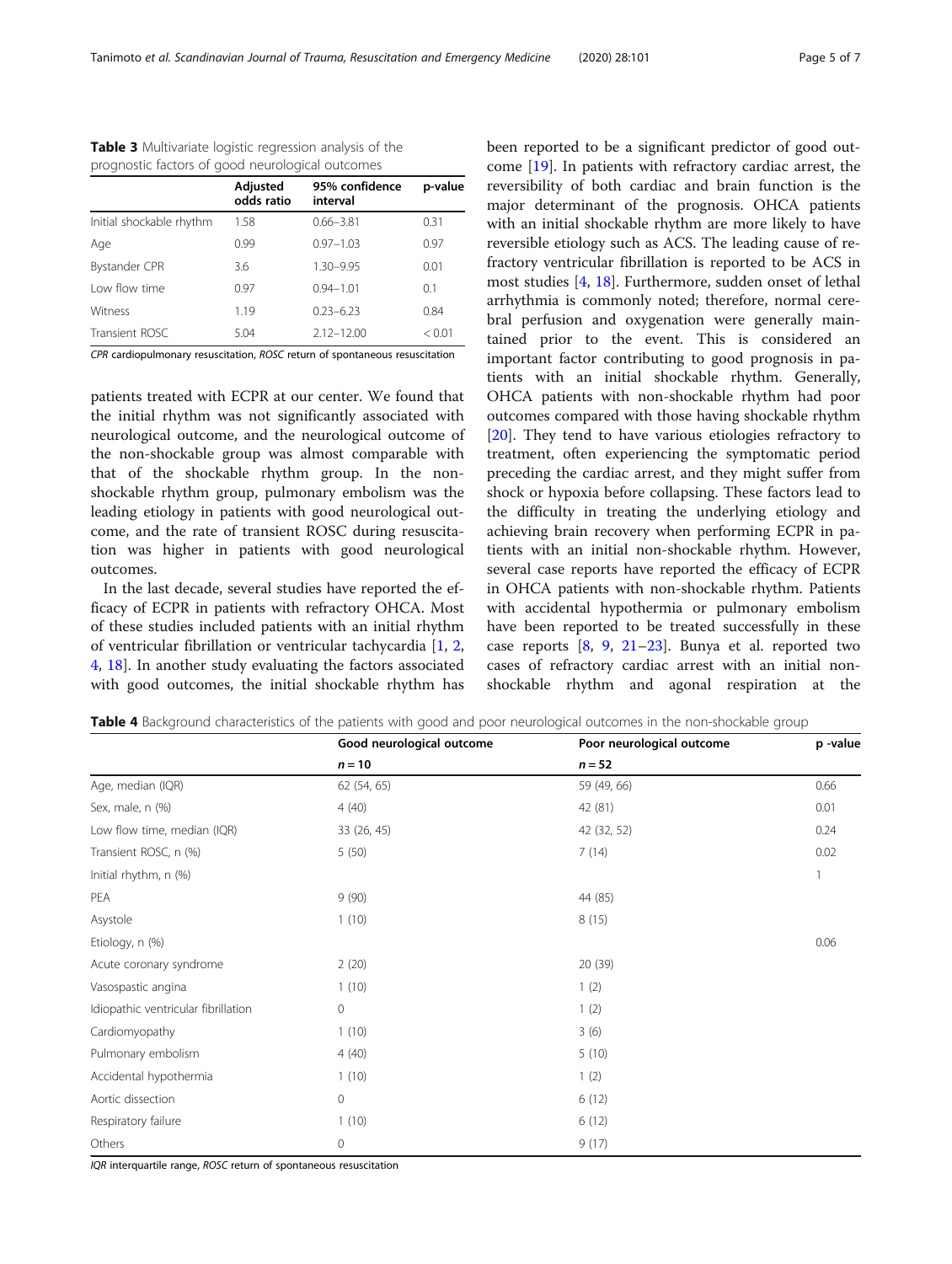**Table 3** Multivariate logistic regression analysis of the prognostic factors of good neurological outcomes

| | Adjusted odds ratio | 95% confidence interval | p-value |
|---|---|---|---|
| Initial shockable rhythm | 1.58 | 0.66–3.81 | 0.31 |
| Age | 0.99 | 0.97–1.03 | 0.97 |
| Bystander CPR | 3.6 | 1.30–9.95 | 0.01 |
| Low flow time | 0.97 | 0.94–1.01 | 0.1 |
| Witness | 1.19 | 0.23–6.23 | 0.84 |
| Transient ROSC | 5.04 | 2.12–12.00 | < 0.01 |

*CPR* cardiopulmonary resuscitation, *ROSC* return of spontaneous resuscitation

patients treated with ECPR at our center. We found that the initial rhythm was not significantly associated with neurological outcome, and the neurological outcome of the non-shockable group was almost comparable with that of the shockable rhythm group. In the non-shockable rhythm group, pulmonary embolism was the leading etiology in patients with good neurological outcome, and the rate of transient ROSC during resuscitation was higher in patients with good neurological outcomes.

In the last decade, several studies have reported the efficacy of ECPR in patients with refractory OHCA. Most of these studies included patients with an initial rhythm of ventricular fibrillation or ventricular tachycardia [1, 2, 4, 18]. In another study evaluating the factors associated with good outcomes, the initial shockable rhythm has been reported to be a significant predictor of good outcome [19]. In patients with refractory cardiac arrest, the reversibility of both cardiac and brain function is the major determinant of the prognosis. OHCA patients with an initial shockable rhythm are more likely to have reversible etiology such as ACS. The leading cause of refractory ventricular fibrillation is reported to be ACS in most studies [4, 18]. Furthermore, sudden onset of lethal arrhythmia is commonly noted; therefore, normal cerebral perfusion and oxygenation were generally maintained prior to the event. This is considered an important factor contributing to good prognosis in patients with an initial shockable rhythm. Generally, OHCA patients with non-shockable rhythm had poor outcomes compared with those having shockable rhythm [20]. They tend to have various etiologies refractory to treatment, often experiencing the symptomatic period preceding the cardiac arrest, and they might suffer from shock or hypoxia before collapsing. These factors lead to the difficulty in treating the underlying etiology and achieving brain recovery when performing ECPR in patients with an initial non-shockable rhythm. However, several case reports have reported the efficacy of ECPR in OHCA patients with non-shockable rhythm. Patients with accidental hypothermia or pulmonary embolism have been reported to be treated successfully in these case reports [8, 9, 21–23]. Bunya et al. reported two cases of refractory cardiac arrest with an initial non-shockable rhythm and agonal respiration at the

**Table 4** Background characteristics of the patients with good and poor neurological outcomes in the non-shockable group

| | Good neurological outcome | Poor neurological outcome | p -value |
|---|---|---|---|
| | *n* = 10 | *n* = 52 | |
| Age, median (IQR) | 62 (54, 65) | 59 (49, 66) | 0.66 |
| Sex, male, n (%) | 4 (40) | 42 (81) | 0.01 |
| Low flow time, median (IQR) | 33 (26, 45) | 42 (32, 52) | 0.24 |
| Transient ROSC, n (%) | 5 (50) | 7 (14) | 0.02 |
| Initial rhythm, n (%) | | | 1 |
| PEA | 9 (90) | 44 (85) | |
| Asystole | 1 (10) | 8 (15) | |
| Etiology, n (%) | | | 0.06 |
| Acute coronary syndrome | 2 (20) | 20 (39) | |
| Vasospastic angina | 1 (10) | 1 (2) | |
| Idiopathic ventricular fibrillation | 0 | 1 (2) | |
| Cardiomyopathy | 1 (10) | 3 (6) | |
| Pulmonary embolism | 4 (40) | 5 (10) | |
| Accidental hypothermia | 1 (10) | 1 (2) | |
| Aortic dissection | 0 | 6 (12) | |
| Respiratory failure | 1 (10) | 6 (12) | |
| Others | 0 | 9 (17) | |

*IQR* interquartile range, *ROSC* return of spontaneous resuscitation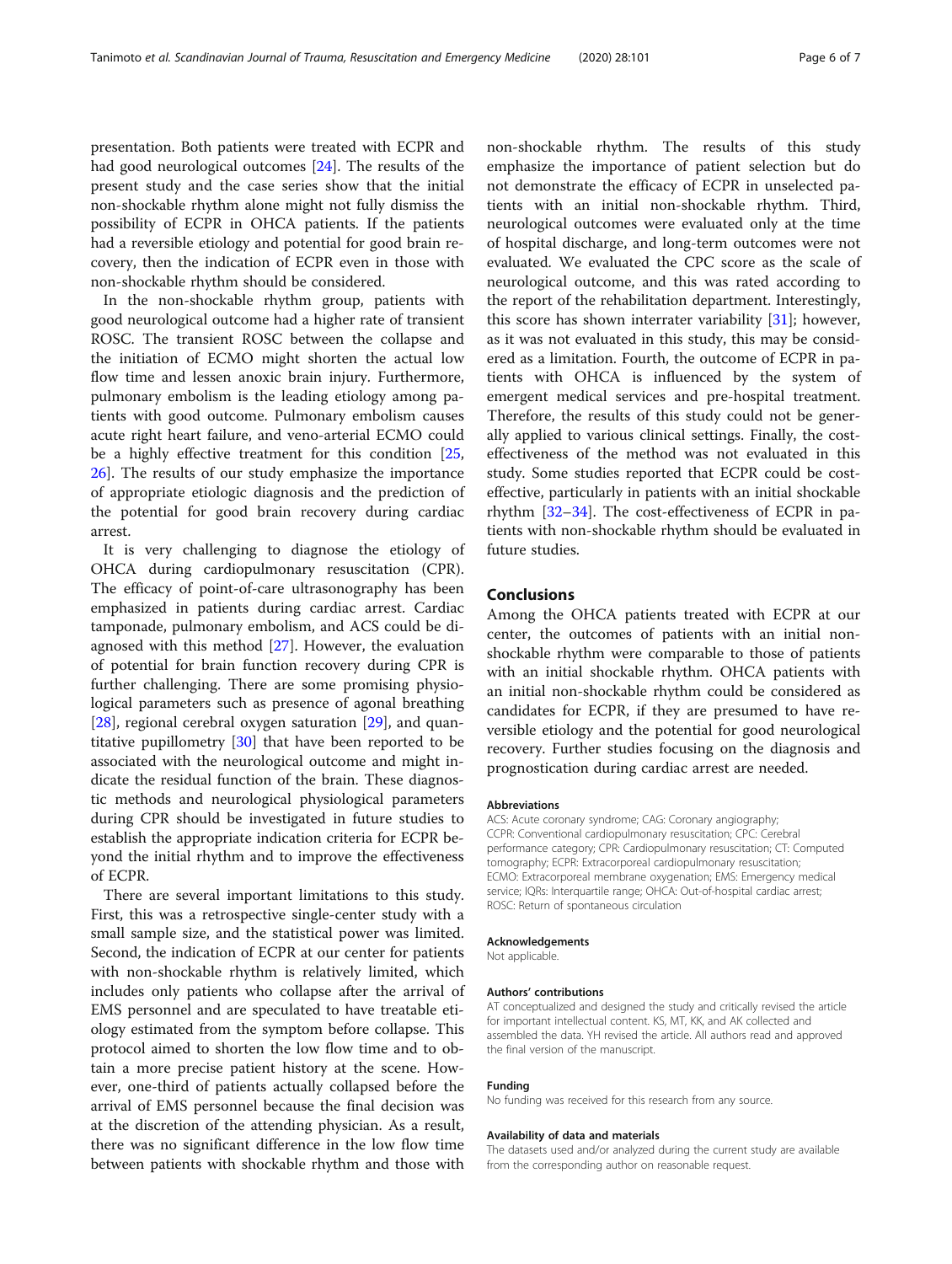presentation. Both patients were treated with ECPR and had good neurological outcomes [24]. The results of the present study and the case series show that the initial non-shockable rhythm alone might not fully dismiss the possibility of ECPR in OHCA patients. If the patients had a reversible etiology and potential for good brain recovery, then the indication of ECPR even in those with non-shockable rhythm should be considered.

In the non-shockable rhythm group, patients with good neurological outcome had a higher rate of transient ROSC. The transient ROSC between the collapse and the initiation of ECMO might shorten the actual low flow time and lessen anoxic brain injury. Furthermore, pulmonary embolism is the leading etiology among patients with good outcome. Pulmonary embolism causes acute right heart failure, and veno-arterial ECMO could be a highly effective treatment for this condition [25, 26]. The results of our study emphasize the importance of appropriate etiologic diagnosis and the prediction of the potential for good brain recovery during cardiac arrest.

It is very challenging to diagnose the etiology of OHCA during cardiopulmonary resuscitation (CPR). The efficacy of point-of-care ultrasonography has been emphasized in patients during cardiac arrest. Cardiac tamponade, pulmonary embolism, and ACS could be diagnosed with this method [27]. However, the evaluation of potential for brain function recovery during CPR is further challenging. There are some promising physiological parameters such as presence of agonal breathing [28], regional cerebral oxygen saturation [29], and quantitative pupillometry [30] that have been reported to be associated with the neurological outcome and might indicate the residual function of the brain. These diagnostic methods and neurological physiological parameters during CPR should be investigated in future studies to establish the appropriate indication criteria for ECPR beyond the initial rhythm and to improve the effectiveness of ECPR.

There are several important limitations to this study. First, this was a retrospective single-center study with a small sample size, and the statistical power was limited. Second, the indication of ECPR at our center for patients with non-shockable rhythm is relatively limited, which includes only patients who collapse after the arrival of EMS personnel and are speculated to have treatable etiology estimated from the symptom before collapse. This protocol aimed to shorten the low flow time and to obtain a more precise patient history at the scene. However, one-third of patients actually collapsed before the arrival of EMS personnel because the final decision was at the discretion of the attending physician. As a result, there was no significant difference in the low flow time between patients with shockable rhythm and those with non-shockable rhythm. The results of this study emphasize the importance of patient selection but do not demonstrate the efficacy of ECPR in unselected patients with an initial non-shockable rhythm. Third, neurological outcomes were evaluated only at the time of hospital discharge, and long-term outcomes were not evaluated. We evaluated the CPC score as the scale of neurological outcome, and this was rated according to the report of the rehabilitation department. Interestingly, this score has shown interrater variability [31]; however, as it was not evaluated in this study, this may be considered as a limitation. Fourth, the outcome of ECPR in patients with OHCA is influenced by the system of emergent medical services and pre-hospital treatment. Therefore, the results of this study could not be generally applied to various clinical settings. Finally, the cost-effectiveness of the method was not evaluated in this study. Some studies reported that ECPR could be cost-effective, particularly in patients with an initial shockable rhythm [32–34]. The cost-effectiveness of ECPR in patients with non-shockable rhythm should be evaluated in future studies.

## Conclusions

Among the OHCA patients treated with ECPR at our center, the outcomes of patients with an initial non-shockable rhythm were comparable to those of patients with an initial shockable rhythm. OHCA patients with an initial non-shockable rhythm could be considered as candidates for ECPR, if they are presumed to have reversible etiology and the potential for good neurological recovery. Further studies focusing on the diagnosis and prognostication during cardiac arrest are needed.

#### Abbreviations

ACS: Acute coronary syndrome; CAG: Coronary angiography; CCPR: Conventional cardiopulmonary resuscitation; CPC: Cerebral performance category; CPR: Cardiopulmonary resuscitation; CT: Computed tomography; ECPR: Extracorporeal cardiopulmonary resuscitation; ECMO: Extracorporeal membrane oxygenation; EMS: Emergency medical service; IQRs: Interquartile range; OHCA: Out-of-hospital cardiac arrest; ROSC: Return of spontaneous circulation

#### Acknowledgements

Not applicable.

#### Authors' contributions

AT conceptualized and designed the study and critically revised the article for important intellectual content. KS, MT, KK, and AK collected and assembled the data. YH revised the article. All authors read and approved the final version of the manuscript.

#### Funding

No funding was received for this research from any source.

#### Availability of data and materials

The datasets used and/or analyzed during the current study are available from the corresponding author on reasonable request.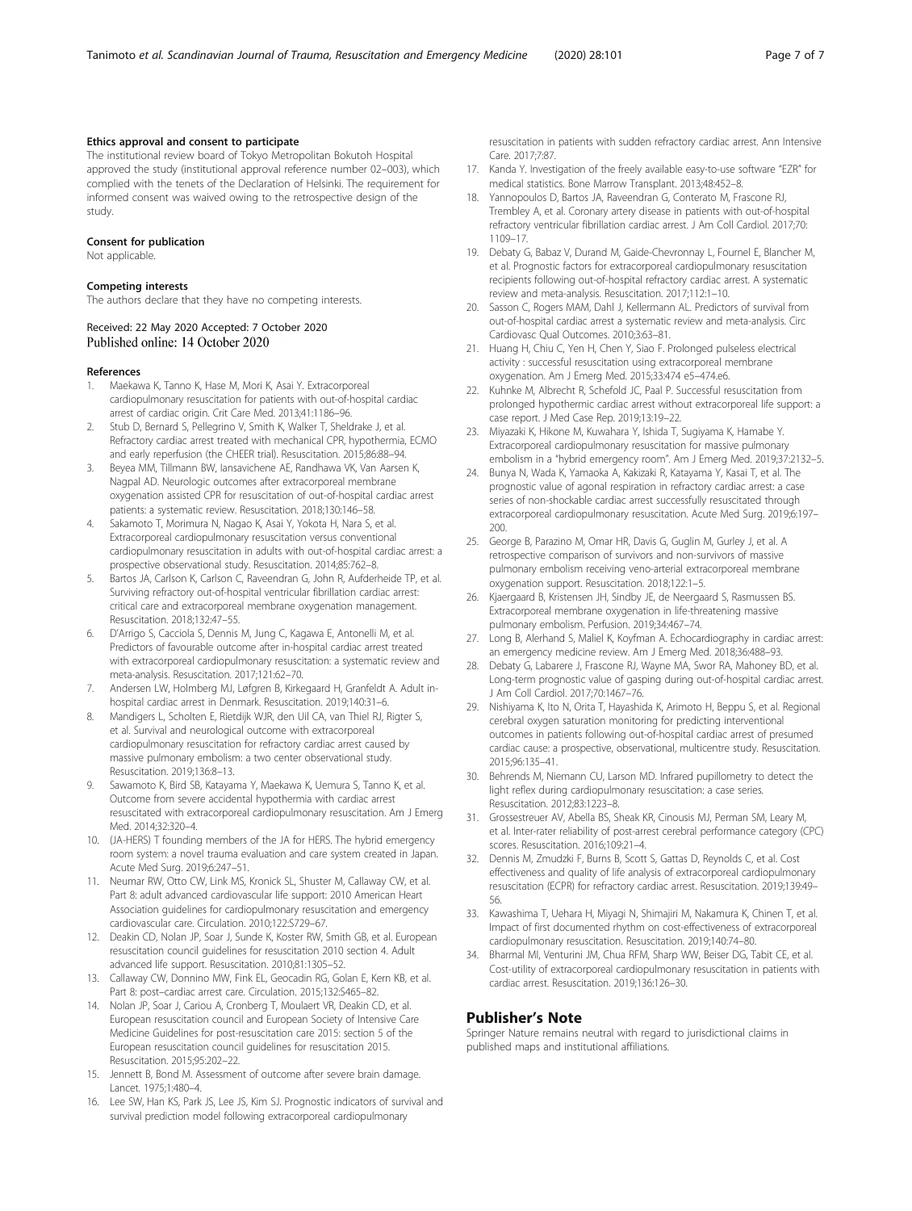#### Ethics approval and consent to participate

The institutional review board of Tokyo Metropolitan Bokutoh Hospital approved the study (institutional approval reference number 02–003), which complied with the tenets of the Declaration of Helsinki. The requirement for informed consent was waived owing to the retrospective design of the study.

#### Consent for publication

Not applicable.

#### Competing interests

The authors declare that they have no competing interests.

Received: 22 May 2020 Accepted: 7 October 2020
Published online: 14 October 2020

#### References

1. Maekawa K, Tanno K, Hase M, Mori K, Asai Y. Extracorporeal cardiopulmonary resuscitation for patients with out-of-hospital cardiac arrest of cardiac origin. Crit Care Med. 2013;41:1186–96.
2. Stub D, Bernard S, Pellegrino V, Smith K, Walker T, Sheldrake J, et al. Refractory cardiac arrest treated with mechanical CPR, hypothermia, ECMO and early reperfusion (the CHEER trial). Resuscitation. 2015;86:88–94.
3. Beyea MM, Tillmann BW, Iansavichene AE, Randhawa VK, Van Aarsen K, Nagpal AD. Neurologic outcomes after extracorporeal membrane oxygenation assisted CPR for resuscitation of out-of-hospital cardiac arrest patients: a systematic review. Resuscitation. 2018;130:146–58.
4. Sakamoto T, Morimura N, Nagao K, Asai Y, Yokota H, Nara S, et al. Extracorporeal cardiopulmonary resuscitation versus conventional cardiopulmonary resuscitation in adults with out-of-hospital cardiac arrest: a prospective observational study. Resuscitation. 2014;85:762–8.
5. Bartos JA, Carlson K, Carlson C, Raveendran G, John R, Aufderheide TP, et al. Surviving refractory out-of-hospital ventricular fibrillation cardiac arrest: critical care and extracorporeal membrane oxygenation management. Resuscitation. 2018;132:47–55.
6. D'Arrigo S, Cacciola S, Dennis M, Jung C, Kagawa E, Antonelli M, et al. Predictors of favourable outcome after in-hospital cardiac arrest treated with extracorporeal cardiopulmonary resuscitation: a systematic review and meta-analysis. Resuscitation. 2017;121:62–70.
7. Andersen LW, Holmberg MJ, Løfgren B, Kirkegaard H, Granfeldt A. Adult in-hospital cardiac arrest in Denmark. Resuscitation. 2019;140:31–6.
8. Mandigers L, Scholten E, Rietdijk WJR, den Uil CA, van Thiel RJ, Rigter S, et al. Survival and neurological outcome with extracorporeal cardiopulmonary resuscitation for refractory cardiac arrest caused by massive pulmonary embolism: a two center observational study. Resuscitation. 2019;136:8–13.
9. Sawamoto K, Bird SB, Katayama Y, Maekawa K, Uemura S, Tanno K, et al. Outcome from severe accidental hypothermia with cardiac arrest resuscitated with extracorporeal cardiopulmonary resuscitation. Am J Emerg Med. 2014;32:320–4.
10. (JA-HERS) T founding members of the JA for HERS. The hybrid emergency room system: a novel trauma evaluation and care system created in Japan. Acute Med Surg. 2019;6:247–51.
11. Neumar RW, Otto CW, Link MS, Kronick SL, Shuster M, Callaway CW, et al. Part 8: adult advanced cardiovascular life support: 2010 American Heart Association guidelines for cardiopulmonary resuscitation and emergency cardiovascular care. Circulation. 2010;122:S729–67.
12. Deakin CD, Nolan JP, Soar J, Sunde K, Koster RW, Smith GB, et al. European resuscitation council guidelines for resuscitation 2010 section 4. Adult advanced life support. Resuscitation. 2010;81:1305–52.
13. Callaway CW, Donnino MW, Fink EL, Geocadin RG, Golan E, Kern KB, et al. Part 8: post–cardiac arrest care. Circulation. 2015;132:S465–82.
14. Nolan JP, Soar J, Cariou A, Cronberg T, Moulaert VR, Deakin CD, et al. European resuscitation council and European Society of Intensive Care Medicine Guidelines for post-resuscitation care 2015: section 5 of the European resuscitation council guidelines for resuscitation 2015. Resuscitation. 2015;95:202–22.
15. Jennett B, Bond M. Assessment of outcome after severe brain damage. Lancet. 1975;1:480–4.
16. Lee SW, Han KS, Park JS, Lee JS, Kim SJ. Prognostic indicators of survival and survival prediction model following extracorporeal cardiopulmonary resuscitation in patients with sudden refractory cardiac arrest. Ann Intensive Care. 2017;7:87.
17. Kanda Y. Investigation of the freely available easy-to-use software "EZR" for medical statistics. Bone Marrow Transplant. 2013;48:452–8.
18. Yannopoulos D, Bartos JA, Raveendran G, Conterato M, Frascone RJ, Trembley A, et al. Coronary artery disease in patients with out-of-hospital refractory ventricular fibrillation cardiac arrest. J Am Coll Cardiol. 2017;70: 1109–17.
19. Debaty G, Babaz V, Durand M, Gaide-Chevronnay L, Fournel E, Blancher M, et al. Prognostic factors for extracorporeal cardiopulmonary resuscitation recipients following out-of-hospital refractory cardiac arrest. A systematic review and meta-analysis. Resuscitation. 2017;112:1–10.
20. Sasson C, Rogers MAM, Dahl J, Kellermann AL. Predictors of survival from out-of-hospital cardiac arrest a systematic review and meta-analysis. Circ Cardiovasc Qual Outcomes. 2010;3:63–81.
21. Huang H, Chiu C, Yen H, Chen Y, Siao F. Prolonged pulseless electrical activity : successful resuscitation using extracorporeal membrane oxygenation. Am J Emerg Med. 2015;33:474 e5–474.e6.
22. Kuhnke M, Albrecht R, Schefold JC, Paal P. Successful resuscitation from prolonged hypothermic cardiac arrest without extracorporeal life support: a case report. J Med Case Rep. 2019;13:19–22.
23. Miyazaki K, Hikone M, Kuwahara Y, Ishida T, Sugiyama K, Hamabe Y. Extracorporeal cardiopulmonary resuscitation for massive pulmonary embolism in a "hybrid emergency room". Am J Emerg Med. 2019;37:2132–5.
24. Bunya N, Wada K, Yamaoka A, Kakizaki R, Katayama Y, Kasai T, et al. The prognostic value of agonal respiration in refractory cardiac arrest: a case series of non-shockable cardiac arrest successfully resuscitated through extracorporeal cardiopulmonary resuscitation. Acute Med Surg. 2019;6:197–200.
25. George B, Parazino M, Omar HR, Davis G, Guglin M, Gurley J, et al. A retrospective comparison of survivors and non-survivors of massive pulmonary embolism receiving veno-arterial extracorporeal membrane oxygenation support. Resuscitation. 2018;122:1–5.
26. Kjaergaard B, Kristensen JH, Sindby JE, de Neergaard S, Rasmussen BS. Extracorporeal membrane oxygenation in life-threatening massive pulmonary embolism. Perfusion. 2019;34:467–74.
27. Long B, Alerhand S, Maliel K, Koyfman A. Echocardiography in cardiac arrest: an emergency medicine review. Am J Emerg Med. 2018;36:488–93.
28. Debaty G, Labarere J, Frascone RJ, Wayne MA, Swor RA, Mahoney BD, et al. Long-term prognostic value of gasping during out-of-hospital cardiac arrest. J Am Coll Cardiol. 2017;70:1467–76.
29. Nishiyama K, Ito N, Orita T, Hayashida K, Arimoto H, Beppu S, et al. Regional cerebral oxygen saturation monitoring for predicting interventional outcomes in patients following out-of-hospital cardiac arrest of presumed cardiac cause: a prospective, observational, multicentre study. Resuscitation. 2015;96:135–41.
30. Behrends M, Niemann CU, Larson MD. Infrared pupillometry to detect the light reflex during cardiopulmonary resuscitation: a case series. Resuscitation. 2012;83:1223–8.
31. Grossestreuer AV, Abella BS, Sheak KR, Cinousis MJ, Perman SM, Leary M, et al. Inter-rater reliability of post-arrest cerebral performance category (CPC) scores. Resuscitation. 2016;109:21–4.
32. Dennis M, Zmudzki F, Burns B, Scott S, Gattas D, Reynolds C, et al. Cost effectiveness and quality of life analysis of extracorporeal cardiopulmonary resuscitation (ECPR) for refractory cardiac arrest. Resuscitation. 2019;139:49–56.
33. Kawashima T, Uehara H, Miyagi N, Shimajiri M, Nakamura K, Chinen T, et al. Impact of first documented rhythm on cost-effectiveness of extracorporeal cardiopulmonary resuscitation. Resuscitation. 2019;140:74–80.
34. Bharmal MI, Venturini JM, Chua RFM, Sharp WW, Beiser DG, Tabit CE, et al. Cost-utility of extracorporeal cardiopulmonary resuscitation in patients with cardiac arrest. Resuscitation. 2019;136:126–30.

## Publisher's Note

Springer Nature remains neutral with regard to jurisdictional claims in published maps and institutional affiliations.